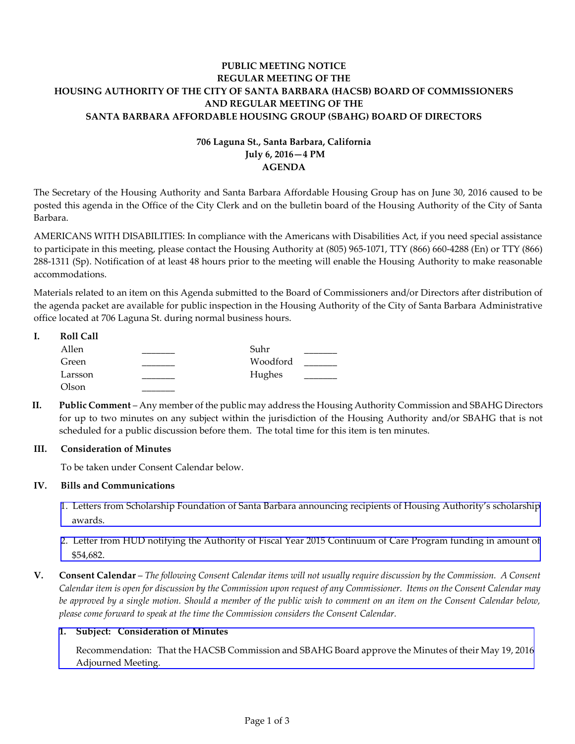**PUBLIC MEETING NOTICE**
**REGULAR MEETING OF THE**
**HOUSING AUTHORITY OF THE CITY OF SANTA BARBARA (HACSB) BOARD OF COMMISSIONERS**
**AND REGULAR MEETING OF THE**
**SANTA BARBARA AFFORDABLE HOUSING GROUP (SBAHG) BOARD OF DIRECTORS**

**706 Laguna St., Santa Barbara, California**
**July 6, 2016—4 PM**
**AGENDA**

The Secretary of the Housing Authority and Santa Barbara Affordable Housing Group has on June 30, 2016 caused to be posted this agenda in the Office of the City Clerk and on the bulletin board of the Housing Authority of the City of Santa Barbara.

AMERICANS WITH DISABILITIES: In compliance with the Americans with Disabilities Act, if you need special assistance to participate in this meeting, please contact the Housing Authority at (805) 965-1071, TTY (866) 660-4288 (En) or TTY (866) 288-1311 (Sp). Notification of at least 48 hours prior to the meeting will enable the Housing Authority to make reasonable accommodations.

Materials related to an item on this Agenda submitted to the Board of Commissioners and/or Directors after distribution of the agenda packet are available for public inspection in the Housing Authority of the City of Santa Barbara Administrative office located at 706 Laguna St. during normal business hours.

**I. Roll Call**

| | | | |
|---|---|---|---|
| Allen | _______ | Suhr | _______ |
| Green | _______ | Woodford | _______ |
| Larsson | _______ | Hughes | _______ |
| Olson | _______ | | |

**II. Public Comment** – Any member of the public may address the Housing Authority Commission and SBAHG Directors for up to two minutes on any subject within the jurisdiction of the Housing Authority and/or SBAHG that is not scheduled for a public discussion before them. The total time for this item is ten minutes.

**III. Consideration of Minutes**

To be taken under Consent Calendar below.

**IV. Bills and Communications**

1. Letters from Scholarship Foundation of Santa Barbara announcing recipients of Housing Authority's scholarship awards.

2. Letter from HUD notifying the Authority of Fiscal Year 2015 Continuum of Care Program funding in amount of $54,682.

**V. Consent Calendar** – *The following Consent Calendar items will not usually require discussion by the Commission. A Consent Calendar item is open for discussion by the Commission upon request of any Commissioner. Items on the Consent Calendar may be approved by a single motion. Should a member of the public wish to comment on an item on the Consent Calendar below, please come forward to speak at the time the Commission considers the Consent Calendar.*

**1. Subject: Consideration of Minutes**

Recommendation: That the HACSB Commission and SBAHG Board approve the Minutes of their May 19, 2016 Adjourned Meeting.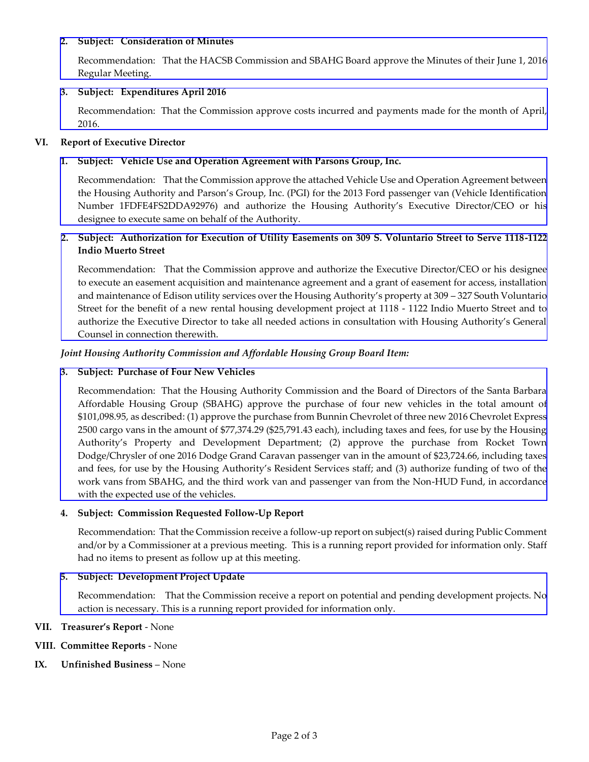**2. Subject: Consideration of Minutes**

Recommendation: That the HACSB Commission and SBAHG Board approve the Minutes of their June 1, 2016 Regular Meeting.

**3. Subject: Expenditures April 2016**

Recommendation: That the Commission approve costs incurred and payments made for the month of April, 2016.

## VI. Report of Executive Director

**1. Subject: Vehicle Use and Operation Agreement with Parsons Group, Inc.**

Recommendation: That the Commission approve the attached Vehicle Use and Operation Agreement between the Housing Authority and Parson's Group, Inc. (PGI) for the 2013 Ford passenger van (Vehicle Identification Number 1FDFE4FS2DDA92976) and authorize the Housing Authority's Executive Director/CEO or his designee to execute same on behalf of the Authority.

**2. Subject: Authorization for Execution of Utility Easements on 309 S. Voluntario Street to Serve 1118-1122 Indio Muerto Street**

Recommendation: That the Commission approve and authorize the Executive Director/CEO or his designee to execute an easement acquisition and maintenance agreement and a grant of easement for access, installation and maintenance of Edison utility services over the Housing Authority's property at 309 – 327 South Voluntario Street for the benefit of a new rental housing development project at 1118 - 1122 Indio Muerto Street and to authorize the Executive Director to take all needed actions in consultation with Housing Authority's General Counsel in connection therewith.

***Joint Housing Authority Commission and Affordable Housing Group Board Item:***

**3. Subject: Purchase of Four New Vehicles**

Recommendation: That the Housing Authority Commission and the Board of Directors of the Santa Barbara Affordable Housing Group (SBAHG) approve the purchase of four new vehicles in the total amount of $101,098.95, as described: (1) approve the purchase from Bunnin Chevrolet of three new 2016 Chevrolet Express 2500 cargo vans in the amount of $77,374.29 ($25,791.43 each), including taxes and fees, for use by the Housing Authority's Property and Development Department; (2) approve the purchase from Rocket Town Dodge/Chrysler of one 2016 Dodge Grand Caravan passenger van in the amount of $23,724.66, including taxes and fees, for use by the Housing Authority's Resident Services staff; and (3) authorize funding of two of the work vans from SBAHG, and the third work van and passenger van from the Non-HUD Fund, in accordance with the expected use of the vehicles.

**4. Subject: Commission Requested Follow-Up Report**

Recommendation: That the Commission receive a follow-up report on subject(s) raised during Public Comment and/or by a Commissioner at a previous meeting. This is a running report provided for information only. Staff had no items to present as follow up at this meeting.

**5. Subject: Development Project Update**

Recommendation: That the Commission receive a report on potential and pending development projects. No action is necessary. This is a running report provided for information only.

## VII. Treasurer's Report - None

## VIII. Committee Reports - None

## IX. Unfinished Business – None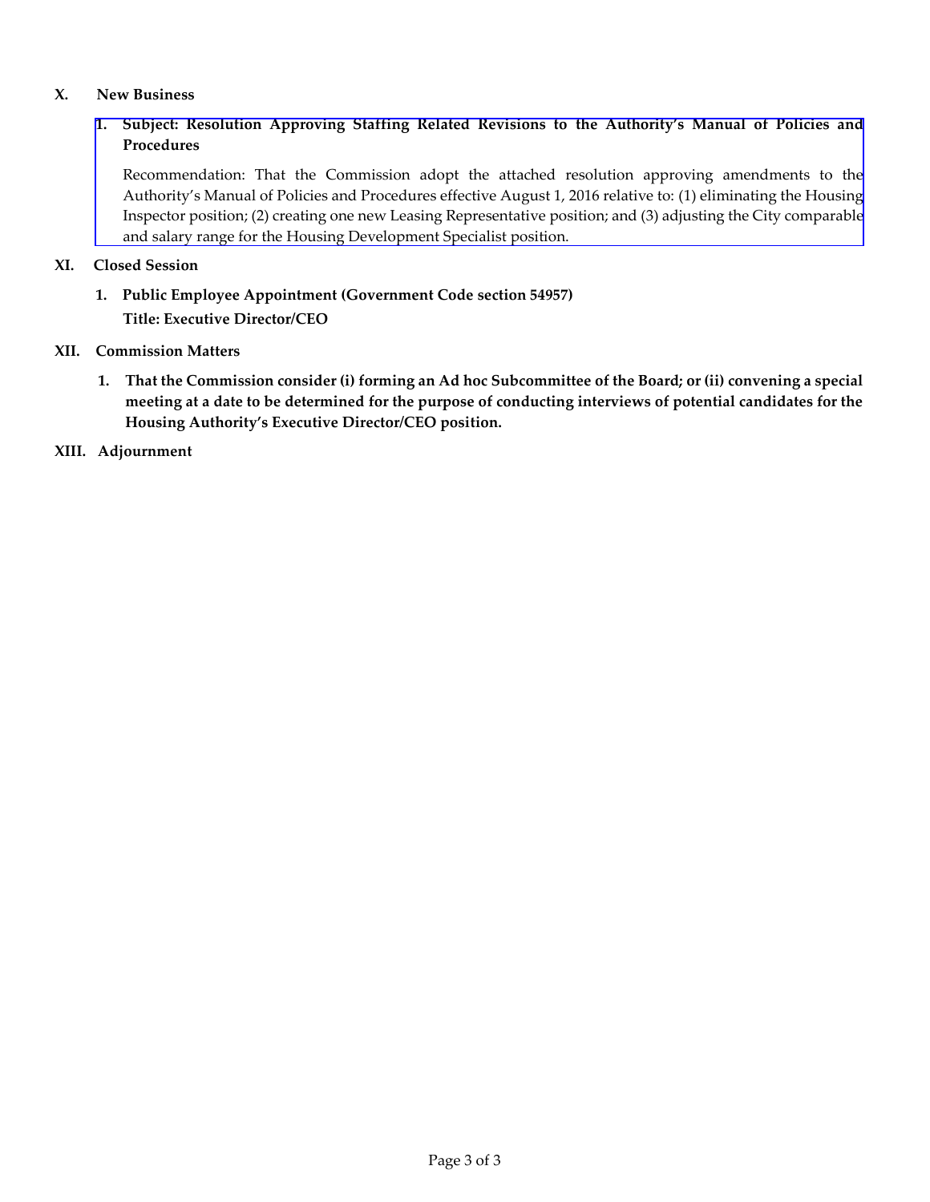## X. New Business

1. **Subject: Resolution Approving Staffing Related Revisions to the Authority's Manual of Policies and Procedures**

   Recommendation: That the Commission adopt the attached resolution approving amendments to the Authority's Manual of Policies and Procedures effective August 1, 2016 relative to: (1) eliminating the Housing Inspector position; (2) creating one new Leasing Representative position; and (3) adjusting the City comparable and salary range for the Housing Development Specialist position.

## XI. Closed Session

1. **Public Employee Appointment (Government Code section 54957)**
   **Title: Executive Director/CEO**

## XII. Commission Matters

1. **That the Commission consider (i) forming an Ad hoc Subcommittee of the Board; or (ii) convening a special meeting at a date to be determined for the purpose of conducting interviews of potential candidates for the Housing Authority's Executive Director/CEO position.**

## XIII. Adjournment